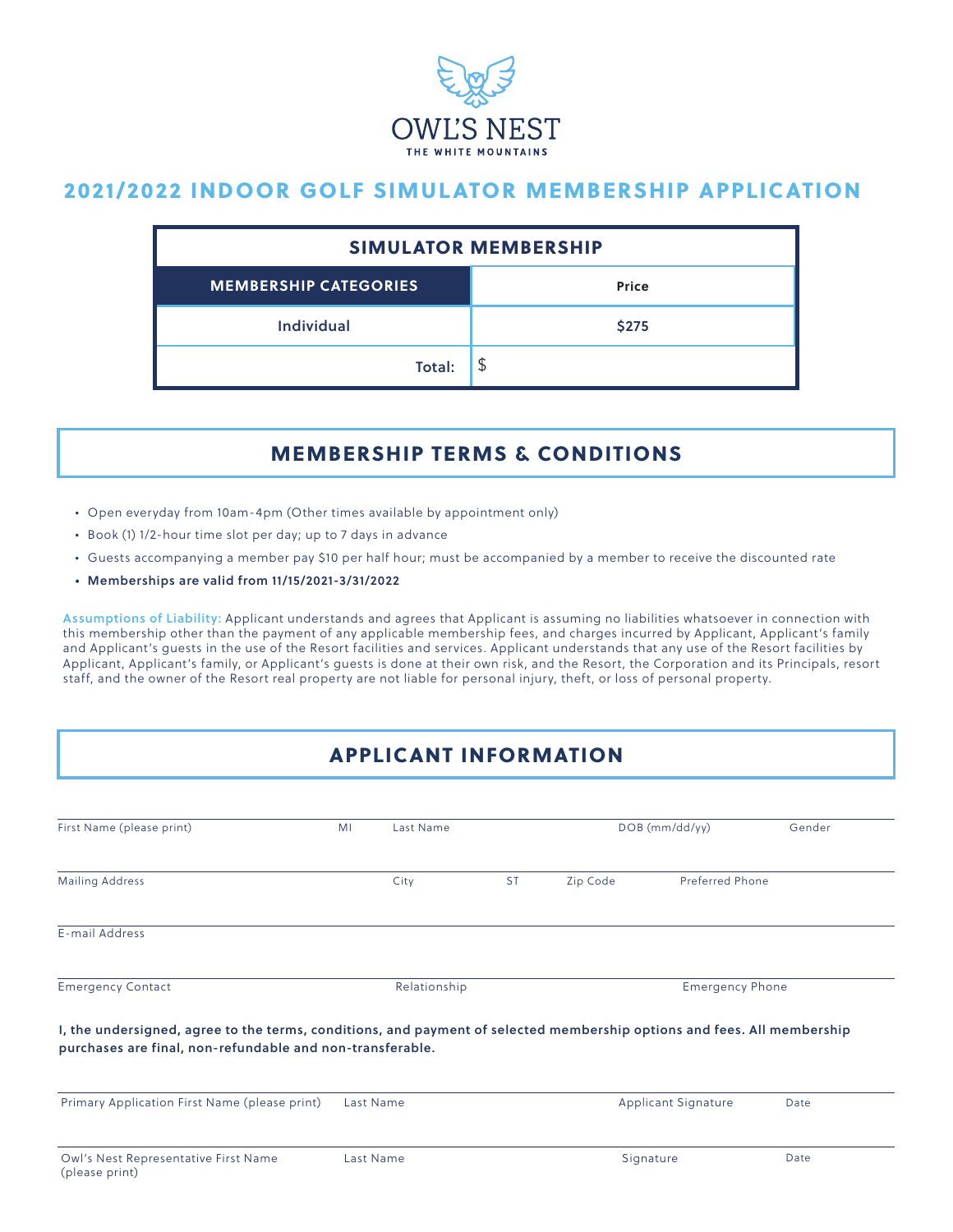OWL'S NEST
THE WHITE MOUNTAINS

# 2021/2022 INDOOR GOLF SIMULATOR MEMBERSHIP APPLICATION

| SIMULATOR MEMBERSHIP | |
|---|---|
| **MEMBERSHIP CATEGORIES** | **Price** |
| Individual | $275 |
| **Total:** | $ |

## MEMBERSHIP TERMS & CONDITIONS

- Open everyday from 10am-4pm (Other times available by appointment only)
- Book (1) 1/2-hour time slot per day; up to 7 days in advance
- Guests accompanying a member pay $10 per half hour; must be accompanied by a member to receive the discounted rate
- **Memberships are valid from 11/15/2021-3/31/2022**

**Assumptions of Liability:** Applicant understands and agrees that Applicant is assuming no liabilities whatsoever in connection with this membership other than the payment of any applicable membership fees, and charges incurred by Applicant, Applicant's family and Applicant's guests in the use of the Resort facilities and services. Applicant understands that any use of the Resort facilities by Applicant, Applicant's family, or Applicant's guests is done at their own risk, and the Resort, the Corporation and its Principals, resort staff, and the owner of the Resort real property are not liable for personal injury, theft, or loss of personal property.

## APPLICANT INFORMATION

First Name (please print) | MI | Last Name | DOB (mm/dd/yy) | Gender

Mailing Address | City | ST | Zip Code | Preferred Phone

E-mail Address

Emergency Contact | Relationship | Emergency Phone

**I, the undersigned, agree to the terms, conditions, and payment of selected membership options and fees. All membership purchases are final, non-refundable and non-transferable.**

Primary Application First Name (please print) | Last Name | Applicant Signature | Date

Owl's Nest Representative First Name (please print) | Last Name | Signature | Date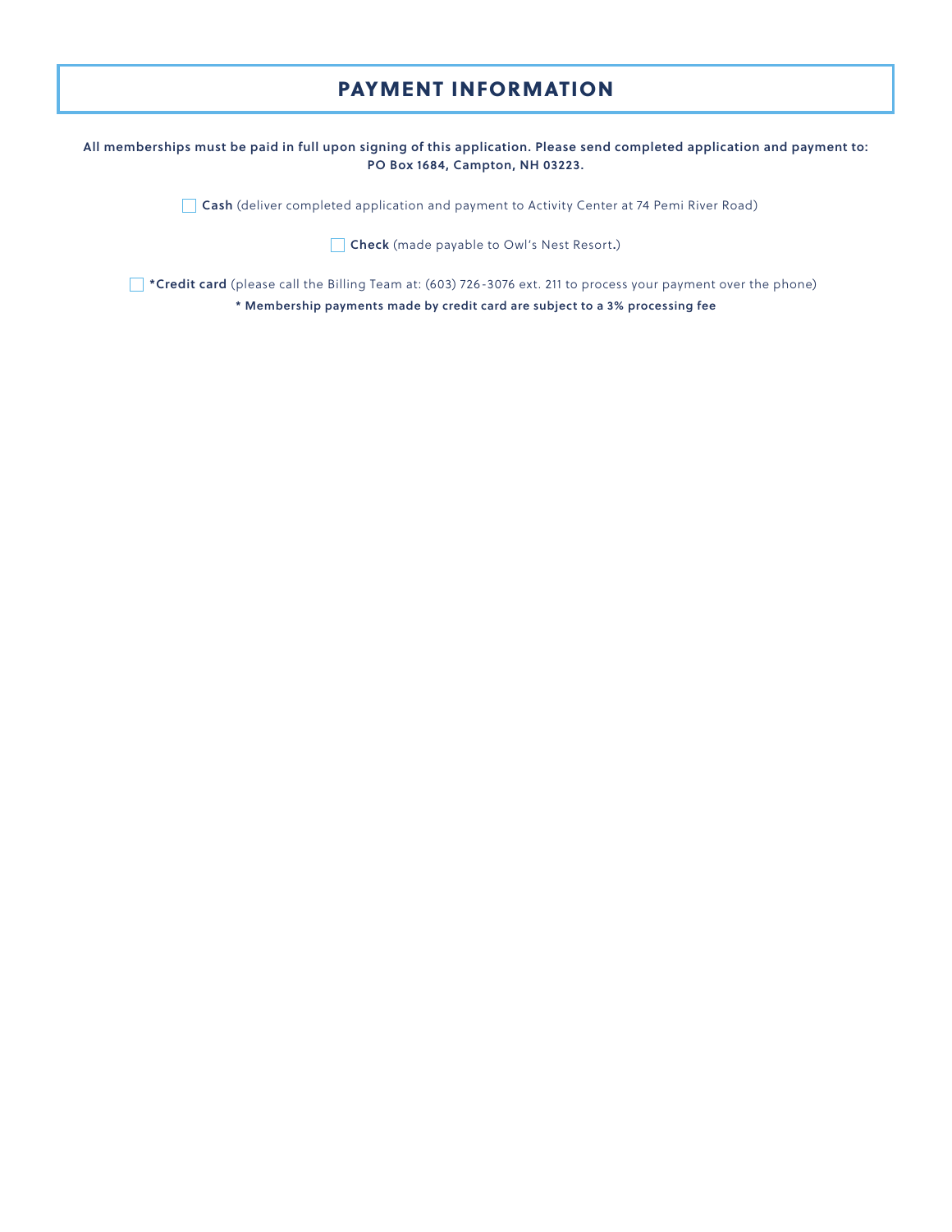## PAYMENT INFORMATION

**All memberships must be paid in full upon signing of this application. Please send completed application and payment to: PO Box 1684, Campton, NH 03223.**

☐ **Cash** (deliver completed application and payment to Activity Center at 74 Pemi River Road)

☐ **Check** (made payable to Owl's Nest Resort.)

☐ ***Credit card** (please call the Billing Team at: (603) 726-3076 ext. 211 to process your payment over the phone)

**\* Membership payments made by credit card are subject to a 3% processing fee**